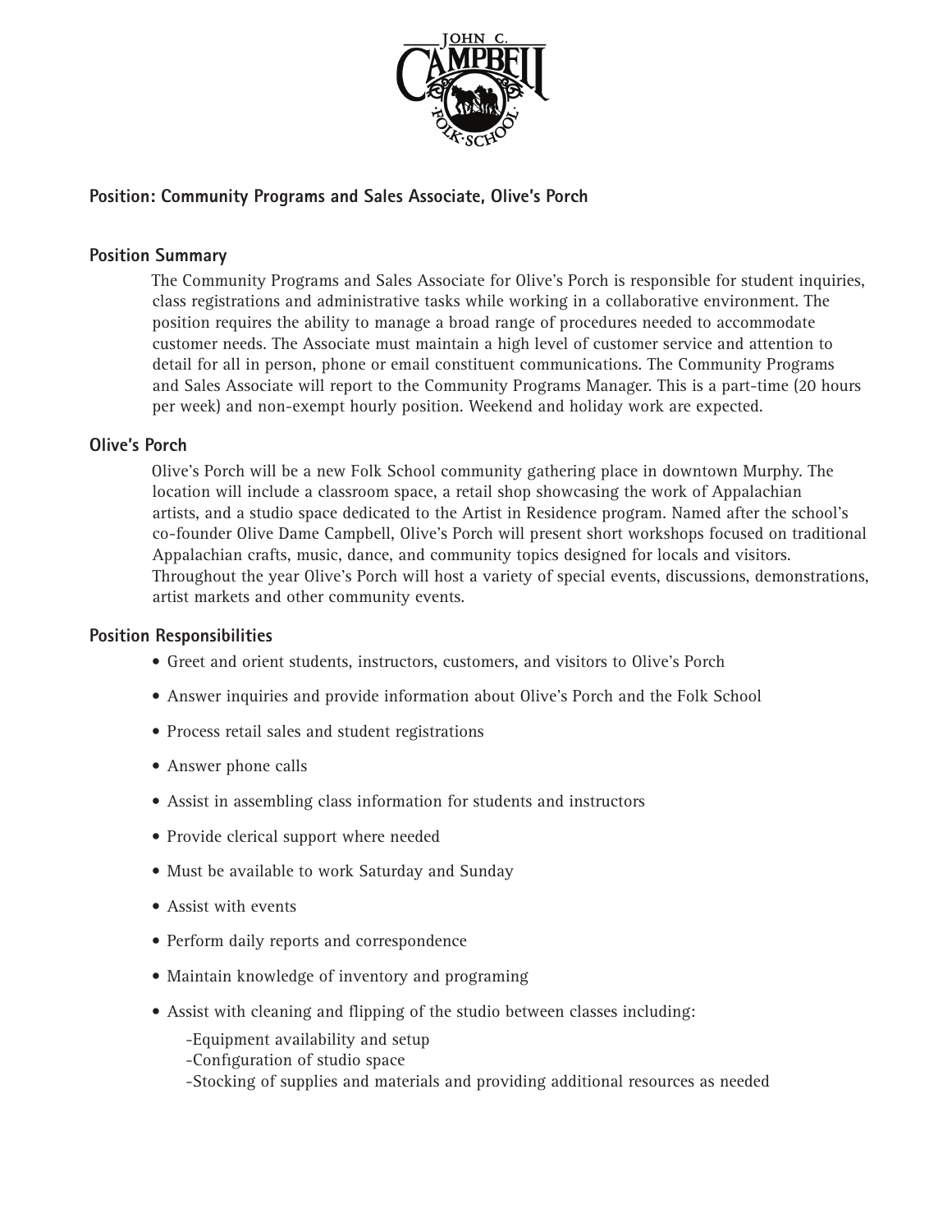## Position: Community Programs and Sales Associate, Olive's Porch

### Position Summary

The Community Programs and Sales Associate for Olive's Porch is responsible for student inquiries, class registrations and administrative tasks while working in a collaborative environment. The position requires the ability to manage a broad range of procedures needed to accommodate customer needs. The Associate must maintain a high level of customer service and attention to detail for all in person, phone or email constituent communications. The Community Programs and Sales Associate will report to the Community Programs Manager. This is a part-time (20 hours per week) and non-exempt hourly position. Weekend and holiday work are expected.

### Olive's Porch

Olive's Porch will be a new Folk School community gathering place in downtown Murphy. The location will include a classroom space, a retail shop showcasing the work of Appalachian artists, and a studio space dedicated to the Artist in Residence program. Named after the school's co-founder Olive Dame Campbell, Olive's Porch will present short workshops focused on traditional Appalachian crafts, music, dance, and community topics designed for locals and visitors. Throughout the year Olive's Porch will host a variety of special events, discussions, demonstrations, artist markets and other community events.

### Position Responsibilities

- Greet and orient students, instructors, customers, and visitors to Olive's Porch
- Answer inquiries and provide information about Olive's Porch and the Folk School
- Process retail sales and student registrations
- Answer phone calls
- Assist in assembling class information for students and instructors
- Provide clerical support where needed
- Must be available to work Saturday and Sunday
- Assist with events
- Perform daily reports and correspondence
- Maintain knowledge of inventory and programing
- Assist with cleaning and flipping of the studio between classes including:

  -Equipment availability and setup
  -Configuration of studio space
  -Stocking of supplies and materials and providing additional resources as needed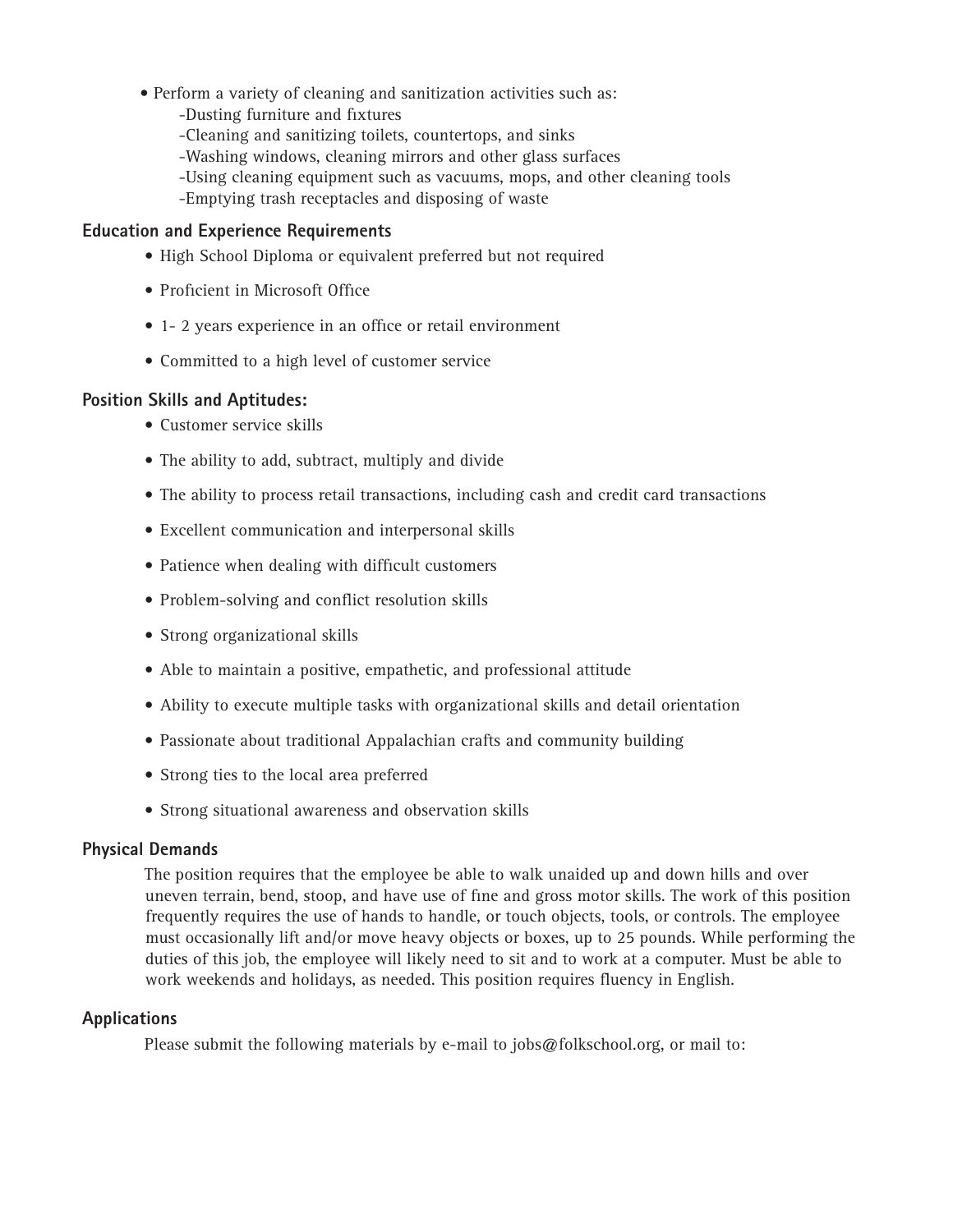- Perform a variety of cleaning and sanitization activities such as:
  - -Dusting furniture and fixtures
  - -Cleaning and sanitizing toilets, countertops, and sinks
  - -Washing windows, cleaning mirrors and other glass surfaces
  - -Using cleaning equipment such as vacuums, mops, and other cleaning tools
  - -Emptying trash receptacles and disposing of waste

### Education and Experience Requirements

- High School Diploma or equivalent preferred but not required
- Proficient in Microsoft Office
- 1- 2 years experience in an office or retail environment
- Committed to a high level of customer service

### Position Skills and Aptitudes:

- Customer service skills
- The ability to add, subtract, multiply and divide
- The ability to process retail transactions, including cash and credit card transactions
- Excellent communication and interpersonal skills
- Patience when dealing with difficult customers
- Problem-solving and conflict resolution skills
- Strong organizational skills
- Able to maintain a positive, empathetic, and professional attitude
- Ability to execute multiple tasks with organizational skills and detail orientation
- Passionate about traditional Appalachian crafts and community building
- Strong ties to the local area preferred
- Strong situational awareness and observation skills

### Physical Demands

The position requires that the employee be able to walk unaided up and down hills and over uneven terrain, bend, stoop, and have use of fine and gross motor skills. The work of this position frequently requires the use of hands to handle, or touch objects, tools, or controls. The employee must occasionally lift and/or move heavy objects or boxes, up to 25 pounds. While performing the duties of this job, the employee will likely need to sit and to work at a computer. Must be able to work weekends and holidays, as needed. This position requires fluency in English.

### Applications

Please submit the following materials by e-mail to jobs@folkschool.org, or mail to: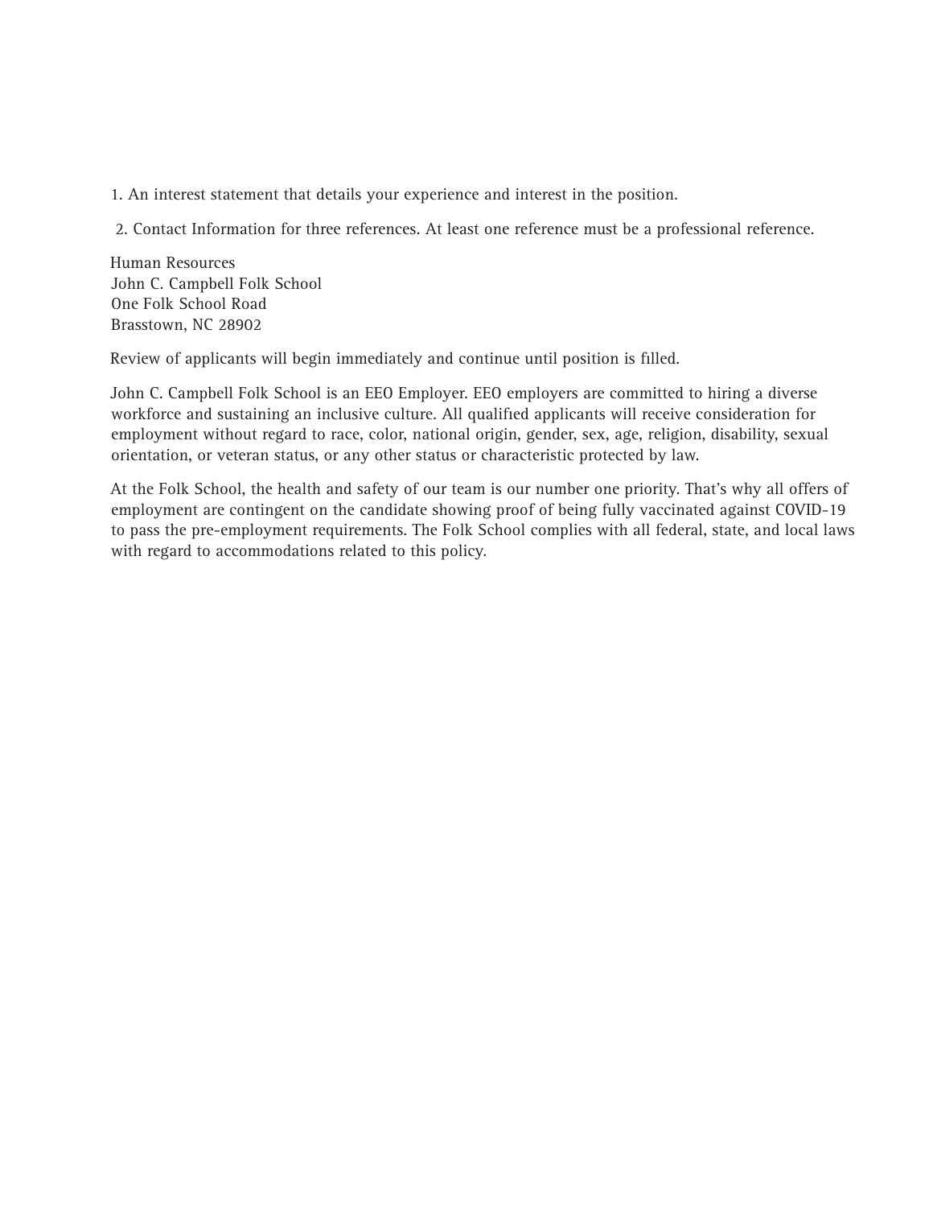1. An interest statement that details your experience and interest in the position.

2. Contact Information for three references. At least one reference must be a professional reference.

Human Resources
John C. Campbell Folk School
One Folk School Road
Brasstown, NC 28902

Review of applicants will begin immediately and continue until position is filled.

John C. Campbell Folk School is an EEO Employer. EEO employers are committed to hiring a diverse workforce and sustaining an inclusive culture. All qualified applicants will receive consideration for employment without regard to race, color, national origin, gender, sex, age, religion, disability, sexual orientation, or veteran status, or any other status or characteristic protected by law.

At the Folk School, the health and safety of our team is our number one priority. That's why all offers of employment are contingent on the candidate showing proof of being fully vaccinated against COVID-19 to pass the pre-employment requirements. The Folk School complies with all federal, state, and local laws with regard to accommodations related to this policy.